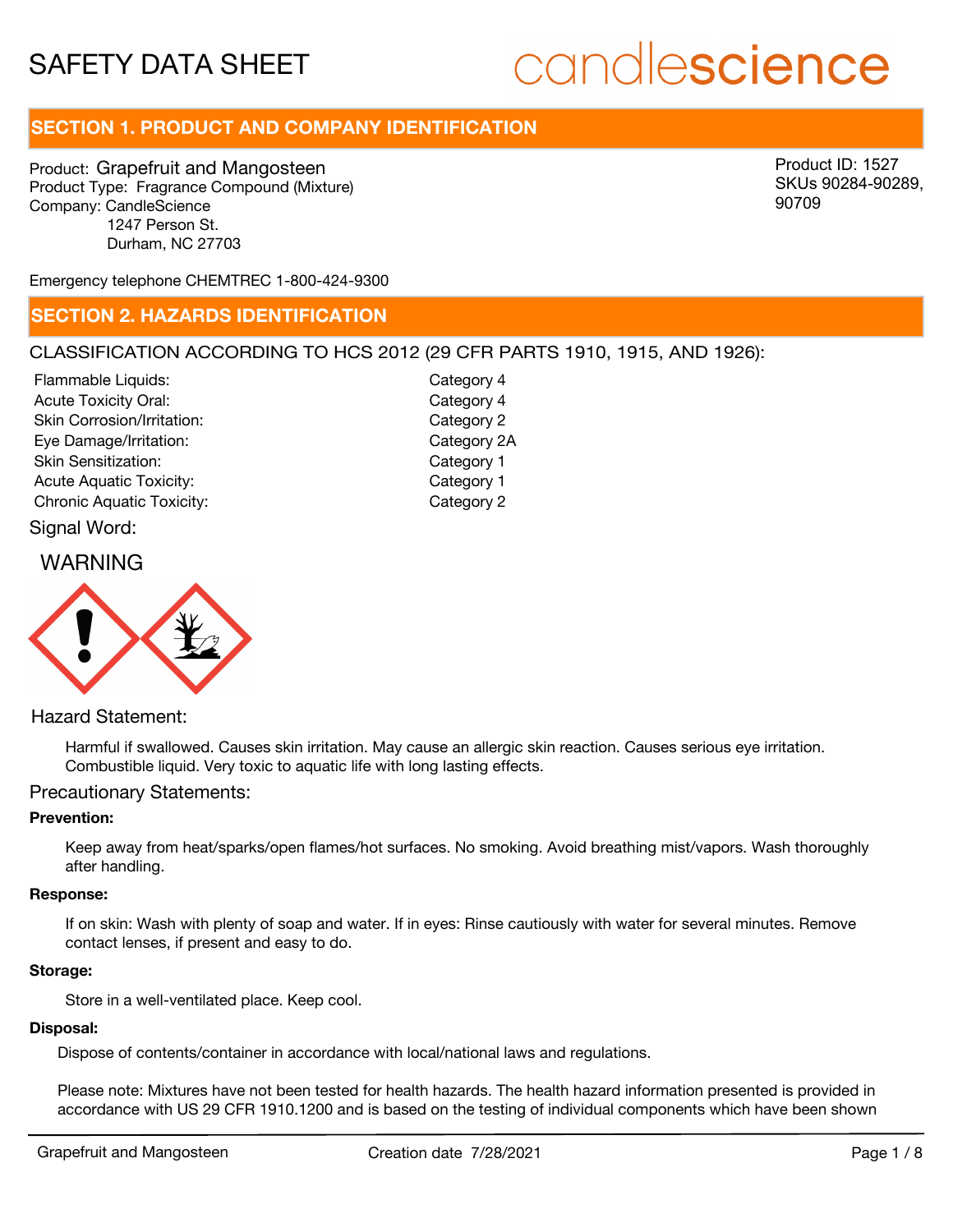# SAFETY DATA SHEET

candlescience

## SECTION 1. PRODUCT AND COMPANY IDENTIFICATION

Product: Grapefruit and Mangosteen
Product Type: Fragrance Compound (Mixture)
Company: CandleScience
1247 Person St.
Durham, NC 27703

Product ID: 1527
SKUs 90284-90289, 90709

Emergency telephone CHEMTREC 1-800-424-9300

## SECTION 2. HAZARDS IDENTIFICATION

CLASSIFICATION ACCORDING TO HCS 2012 (29 CFR PARTS 1910, 1915, AND 1926):

| | |
|---|---|
| Flammable Liquids: | Category 4 |
| Acute Toxicity Oral: | Category 4 |
| Skin Corrosion/Irritation: | Category 2 |
| Eye Damage/Irritation: | Category 2A |
| Skin Sensitization: | Category 1 |
| Acute Aquatic Toxicity: | Category 1 |
| Chronic Aquatic Toxicity: | Category 2 |

Signal Word:

WARNING

Hazard Statement:

Harmful if swallowed. Causes skin irritation. May cause an allergic skin reaction. Causes serious eye irritation. Combustible liquid. Very toxic to aquatic life with long lasting effects.

Precautionary Statements:

**Prevention:**

Keep away from heat/sparks/open flames/hot surfaces. No smoking. Avoid breathing mist/vapors. Wash thoroughly after handling.

**Response:**

If on skin: Wash with plenty of soap and water. If in eyes: Rinse cautiously with water for several minutes. Remove contact lenses, if present and easy to do.

**Storage:**

Store in a well-ventilated place. Keep cool.

**Disposal:**

Dispose of contents/container in accordance with local/national laws and regulations.

Please note: Mixtures have not been tested for health hazards. The health hazard information presented is provided in accordance with US 29 CFR 1910.1200 and is based on the testing of individual components which have been shown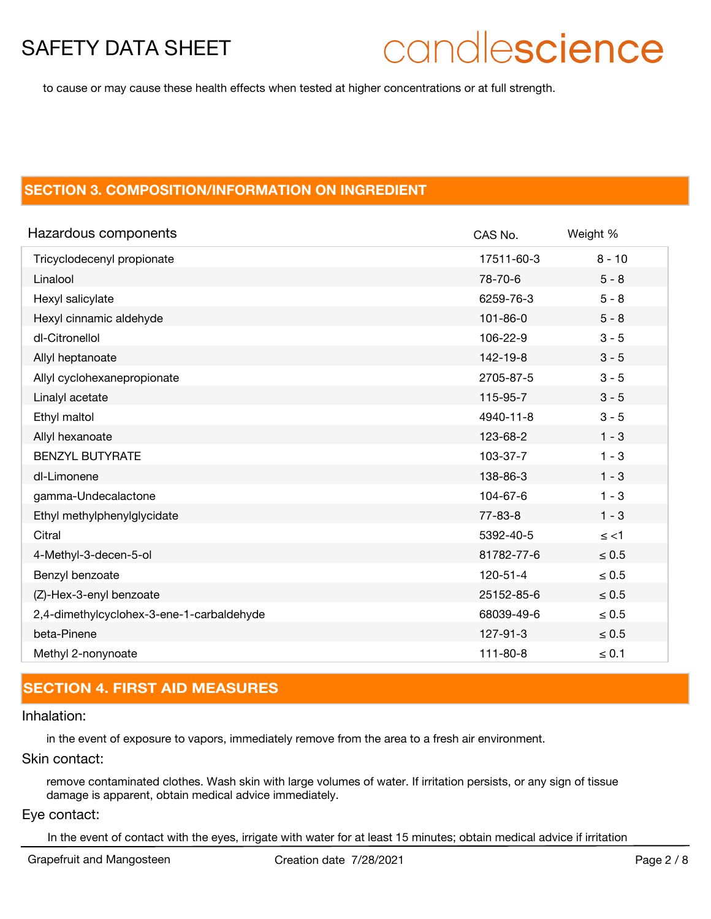to cause or may cause these health effects when tested at higher concentrations or at full strength.

## SECTION 3. COMPOSITION/INFORMATION ON INGREDIENT

| Hazardous components | CAS No. | Weight % |
| --- | --- | --- |
| Tricyclodecenyl propionate | 17511-60-3 | 8 - 10 |
| Linalool | 78-70-6 | 5 - 8 |
| Hexyl salicylate | 6259-76-3 | 5 - 8 |
| Hexyl cinnamic aldehyde | 101-86-0 | 5 - 8 |
| dl-Citronellol | 106-22-9 | 3 - 5 |
| Allyl heptanoate | 142-19-8 | 3 - 5 |
| Allyl cyclohexanepropionate | 2705-87-5 | 3 - 5 |
| Linalyl acetate | 115-95-7 | 3 - 5 |
| Ethyl maltol | 4940-11-8 | 3 - 5 |
| Allyl hexanoate | 123-68-2 | 1 - 3 |
| BENZYL BUTYRATE | 103-37-7 | 1 - 3 |
| dl-Limonene | 138-86-3 | 1 - 3 |
| gamma-Undecalactone | 104-67-6 | 1 - 3 |
| Ethyl methylphenylglycidate | 77-83-8 | 1 - 3 |
| Citral | 5392-40-5 | ≤ <1 |
| 4-Methyl-3-decen-5-ol | 81782-77-6 | ≤ 0.5 |
| Benzyl benzoate | 120-51-4 | ≤ 0.5 |
| (Z)-Hex-3-enyl benzoate | 25152-85-6 | ≤ 0.5 |
| 2,4-dimethylcyclohex-3-ene-1-carbaldehyde | 68039-49-6 | ≤ 0.5 |
| beta-Pinene | 127-91-3 | ≤ 0.5 |
| Methyl 2-nonynoate | 111-80-8 | ≤ 0.1 |

## SECTION 4. FIRST AID MEASURES

Inhalation:

in the event of exposure to vapors, immediately remove from the area to a fresh air environment.

Skin contact:

remove contaminated clothes. Wash skin with large volumes of water. If irritation persists, or any sign of tissue damage is apparent, obtain medical advice immediately.

Eye contact:

In the event of contact with the eyes, irrigate with water for at least 15 minutes; obtain medical advice if irritation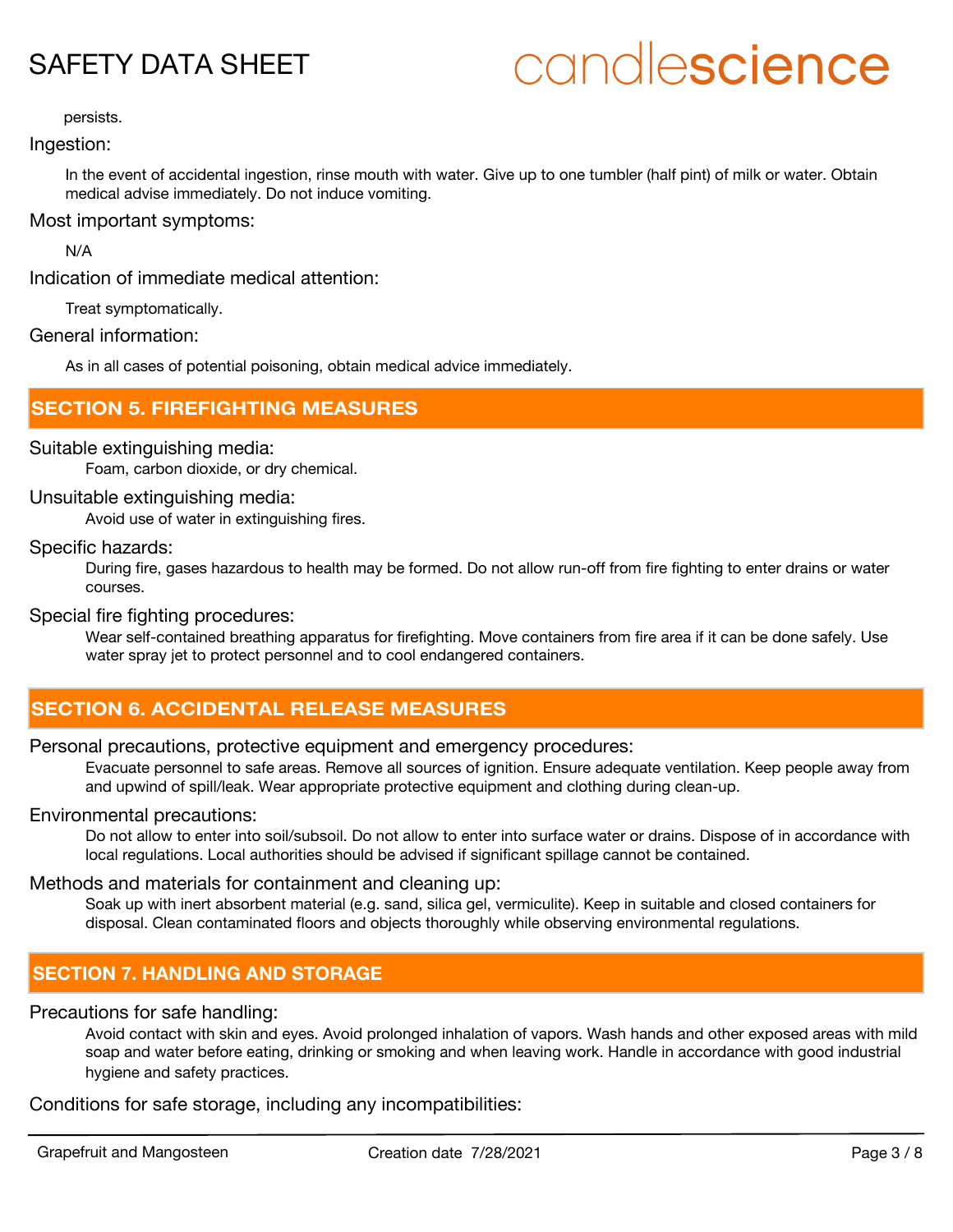persists.

Ingestion:

In the event of accidental ingestion, rinse mouth with water. Give up to one tumbler (half pint) of milk or water. Obtain medical advise immediately. Do not induce vomiting.

Most important symptoms:

N/A

Indication of immediate medical attention:

Treat symptomatically.

General information:

As in all cases of potential poisoning, obtain medical advice immediately.

## SECTION 5. FIREFIGHTING MEASURES

Suitable extinguishing media:

Foam, carbon dioxide, or dry chemical.

Unsuitable extinguishing media:

Avoid use of water in extinguishing fires.

Specific hazards:

During fire, gases hazardous to health may be formed. Do not allow run-off from fire fighting to enter drains or water courses.

Special fire fighting procedures:

Wear self-contained breathing apparatus for firefighting. Move containers from fire area if it can be done safely. Use water spray jet to protect personnel and to cool endangered containers.

## SECTION 6. ACCIDENTAL RELEASE MEASURES

Personal precautions, protective equipment and emergency procedures:

Evacuate personnel to safe areas. Remove all sources of ignition. Ensure adequate ventilation. Keep people away from and upwind of spill/leak. Wear appropriate protective equipment and clothing during clean-up.

Environmental precautions:

Do not allow to enter into soil/subsoil. Do not allow to enter into surface water or drains. Dispose of in accordance with local regulations. Local authorities should be advised if significant spillage cannot be contained.

Methods and materials for containment and cleaning up:

Soak up with inert absorbent material (e.g. sand, silica gel, vermiculite). Keep in suitable and closed containers for disposal. Clean contaminated floors and objects thoroughly while observing environmental regulations.

## SECTION 7. HANDLING AND STORAGE

Precautions for safe handling:

Avoid contact with skin and eyes. Avoid prolonged inhalation of vapors. Wash hands and other exposed areas with mild soap and water before eating, drinking or smoking and when leaving work. Handle in accordance with good industrial hygiene and safety practices.

Conditions for safe storage, including any incompatibilities: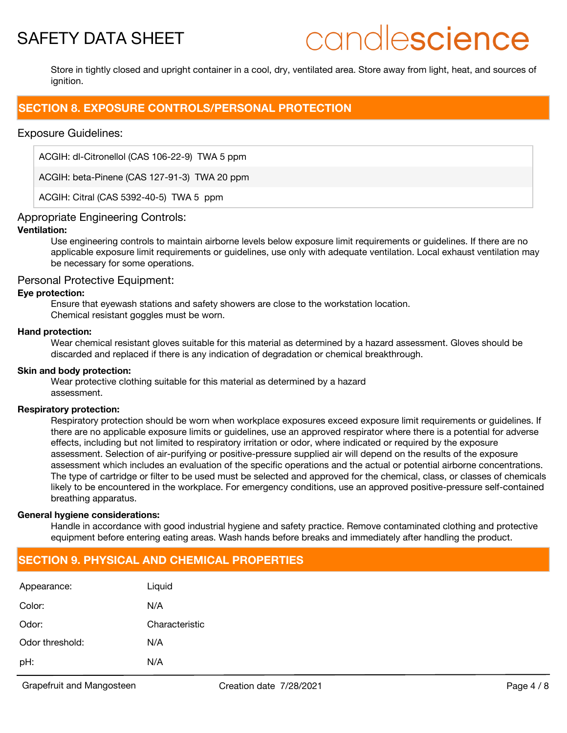Store in tightly closed and upright container in a cool, dry, ventilated area. Store away from light, heat, and sources of ignition.

## SECTION 8. EXPOSURE CONTROLS/PERSONAL PROTECTION

### Exposure Guidelines:

| |
|---|
| ACGIH: dl-Citronellol (CAS 106-22-9) TWA 5 ppm |
| ACGIH: beta-Pinene (CAS 127-91-3) TWA 20 ppm |
| ACGIH: Citral (CAS 5392-40-5) TWA 5 ppm |

### Appropriate Engineering Controls:

**Ventilation:**

Use engineering controls to maintain airborne levels below exposure limit requirements or guidelines. If there are no applicable exposure limit requirements or guidelines, use only with adequate ventilation. Local exhaust ventilation may be necessary for some operations.

### Personal Protective Equipment:

**Eye protection:**

Ensure that eyewash stations and safety showers are close to the workstation location.
Chemical resistant goggles must be worn.

**Hand protection:**

Wear chemical resistant gloves suitable for this material as determined by a hazard assessment. Gloves should be discarded and replaced if there is any indication of degradation or chemical breakthrough.

**Skin and body protection:**

Wear protective clothing suitable for this material as determined by a hazard assessment.

**Respiratory protection:**

Respiratory protection should be worn when workplace exposures exceed exposure limit requirements or guidelines. If there are no applicable exposure limits or guidelines, use an approved respirator where there is a potential for adverse effects, including but not limited to respiratory irritation or odor, where indicated or required by the exposure assessment. Selection of air-purifying or positive-pressure supplied air will depend on the results of the exposure assessment which includes an evaluation of the specific operations and the actual or potential airborne concentrations. The type of cartridge or filter to be used must be selected and approved for the chemical, class, or classes of chemicals likely to be encountered in the workplace. For emergency conditions, use an approved positive-pressure self-contained breathing apparatus.

**General hygiene considerations:**

Handle in accordance with good industrial hygiene and safety practice. Remove contaminated clothing and protective equipment before entering eating areas. Wash hands before breaks and immediately after handling the product.

## SECTION 9. PHYSICAL AND CHEMICAL PROPERTIES

| | |
|---|---|
| Appearance: | Liquid |
| Color: | N/A |
| Odor: | Characteristic |
| Odor threshold: | N/A |
| pH: | N/A |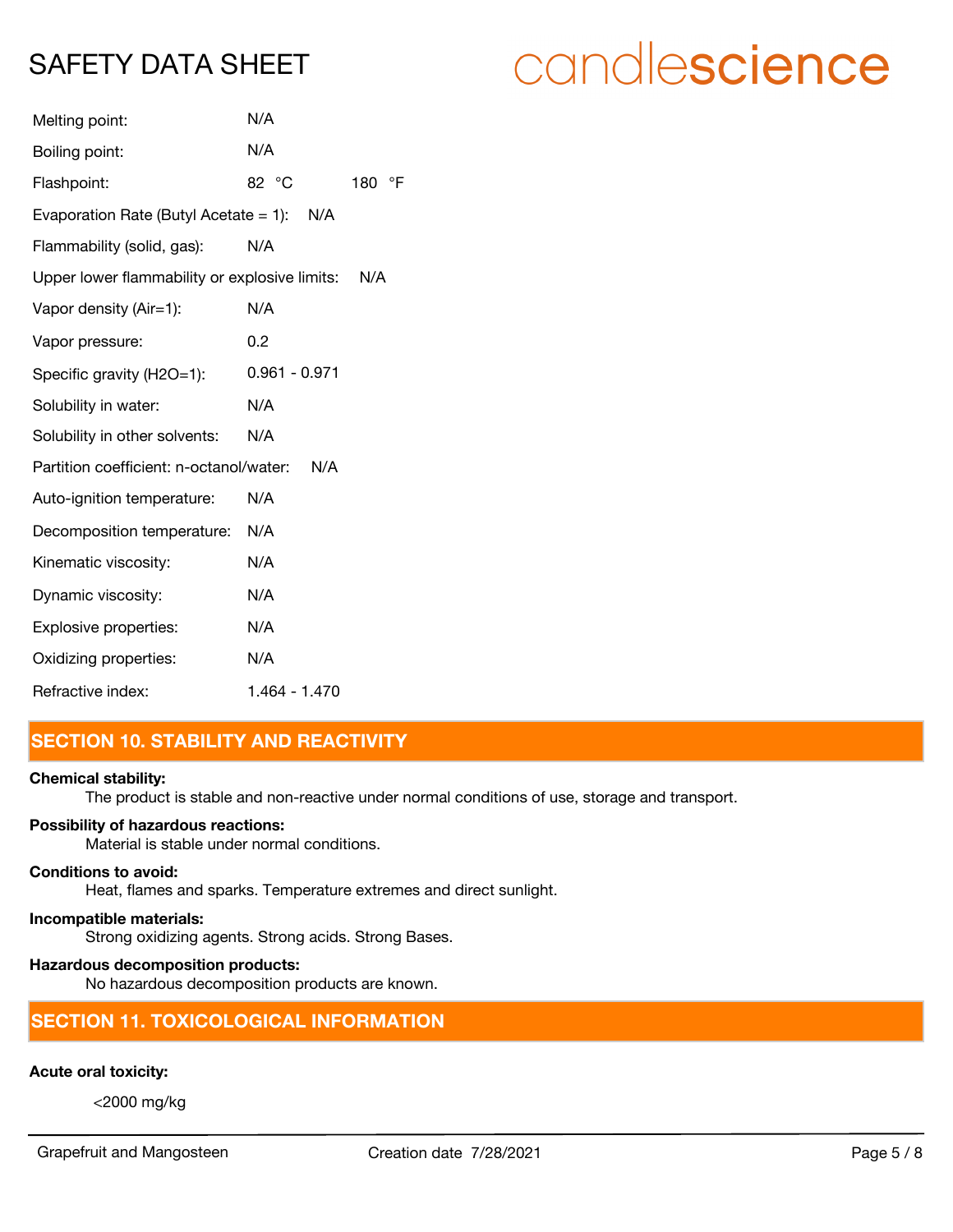| | |
|---|---|
| Melting point: | N/A |
| Boiling point: | N/A |
| Flashpoint: | 82 °C 180 °F |
| Evaporation Rate (Butyl Acetate = 1): | N/A |
| Flammability (solid, gas): | N/A |
| Upper lower flammability or explosive limits: | N/A |
| Vapor density (Air=1): | N/A |
| Vapor pressure: | 0.2 |
| Specific gravity (H2O=1): | 0.961 - 0.971 |
| Solubility in water: | N/A |
| Solubility in other solvents: | N/A |
| Partition coefficient: n-octanol/water: | N/A |
| Auto-ignition temperature: | N/A |
| Decomposition temperature: | N/A |
| Kinematic viscosity: | N/A |
| Dynamic viscosity: | N/A |
| Explosive properties: | N/A |
| Oxidizing properties: | N/A |
| Refractive index: | 1.464 - 1.470 |

## SECTION 10. STABILITY AND REACTIVITY

**Chemical stability:**

The product is stable and non-reactive under normal conditions of use, storage and transport.

**Possibility of hazardous reactions:**

Material is stable under normal conditions.

**Conditions to avoid:**

Heat, flames and sparks. Temperature extremes and direct sunlight.

**Incompatible materials:**

Strong oxidizing agents. Strong acids. Strong Bases.

**Hazardous decomposition products:**

No hazardous decomposition products are known.

## SECTION 11. TOXICOLOGICAL INFORMATION

**Acute oral toxicity:**

<2000 mg/kg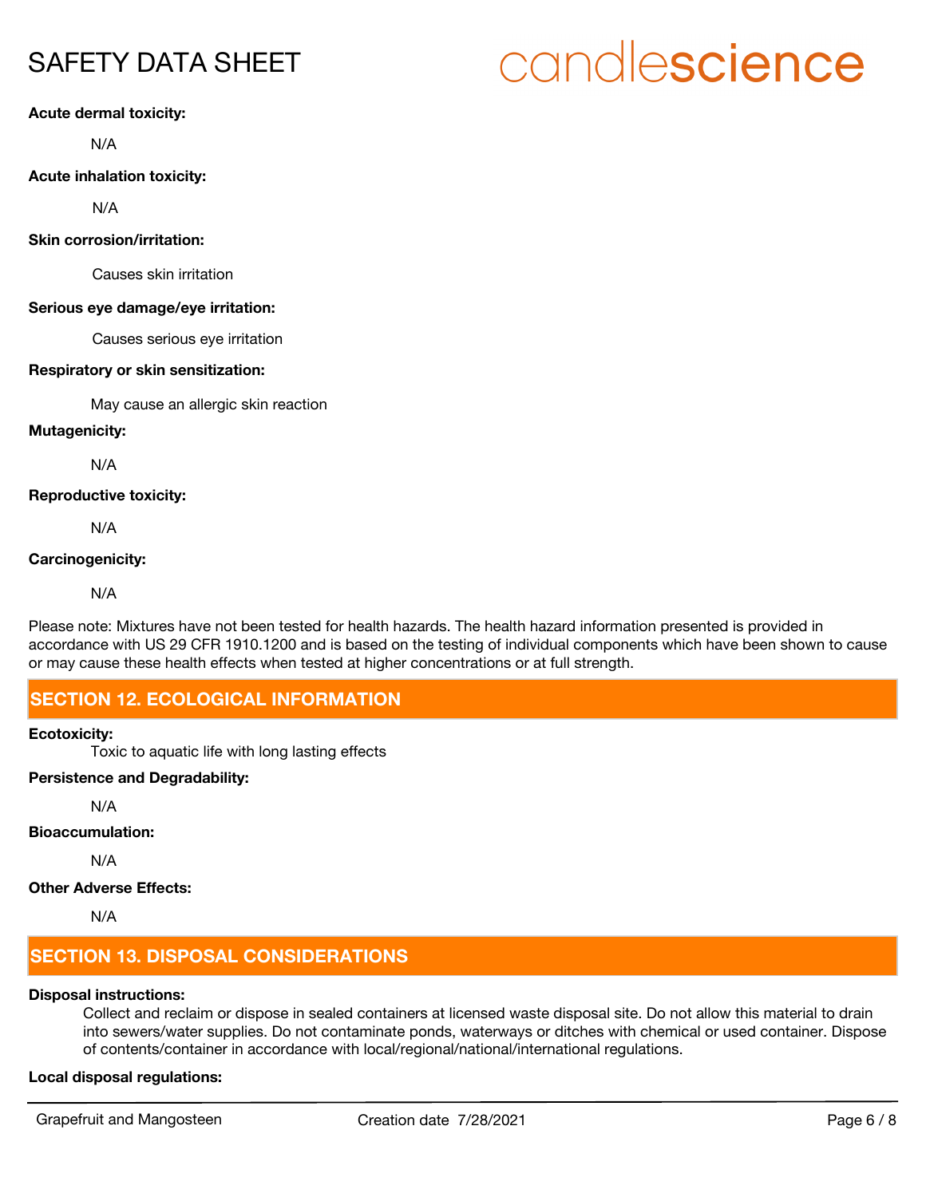**Acute dermal toxicity:**

N/A

**Acute inhalation toxicity:**

N/A

**Skin corrosion/irritation:**

Causes skin irritation

**Serious eye damage/eye irritation:**

Causes serious eye irritation

**Respiratory or skin sensitization:**

May cause an allergic skin reaction

**Mutagenicity:**

N/A

**Reproductive toxicity:**

N/A

**Carcinogenicity:**

N/A

Please note: Mixtures have not been tested for health hazards. The health hazard information presented is provided in accordance with US 29 CFR 1910.1200 and is based on the testing of individual components which have been shown to cause or may cause these health effects when tested at higher concentrations or at full strength.

## SECTION 12. ECOLOGICAL INFORMATION

**Ecotoxicity:**

Toxic to aquatic life with long lasting effects

**Persistence and Degradability:**

N/A

**Bioaccumulation:**

N/A

**Other Adverse Effects:**

N/A

## SECTION 13. DISPOSAL CONSIDERATIONS

**Disposal instructions:**

Collect and reclaim or dispose in sealed containers at licensed waste disposal site. Do not allow this material to drain into sewers/water supplies. Do not contaminate ponds, waterways or ditches with chemical or used container. Dispose of contents/container in accordance with local/regional/national/international regulations.

**Local disposal regulations:**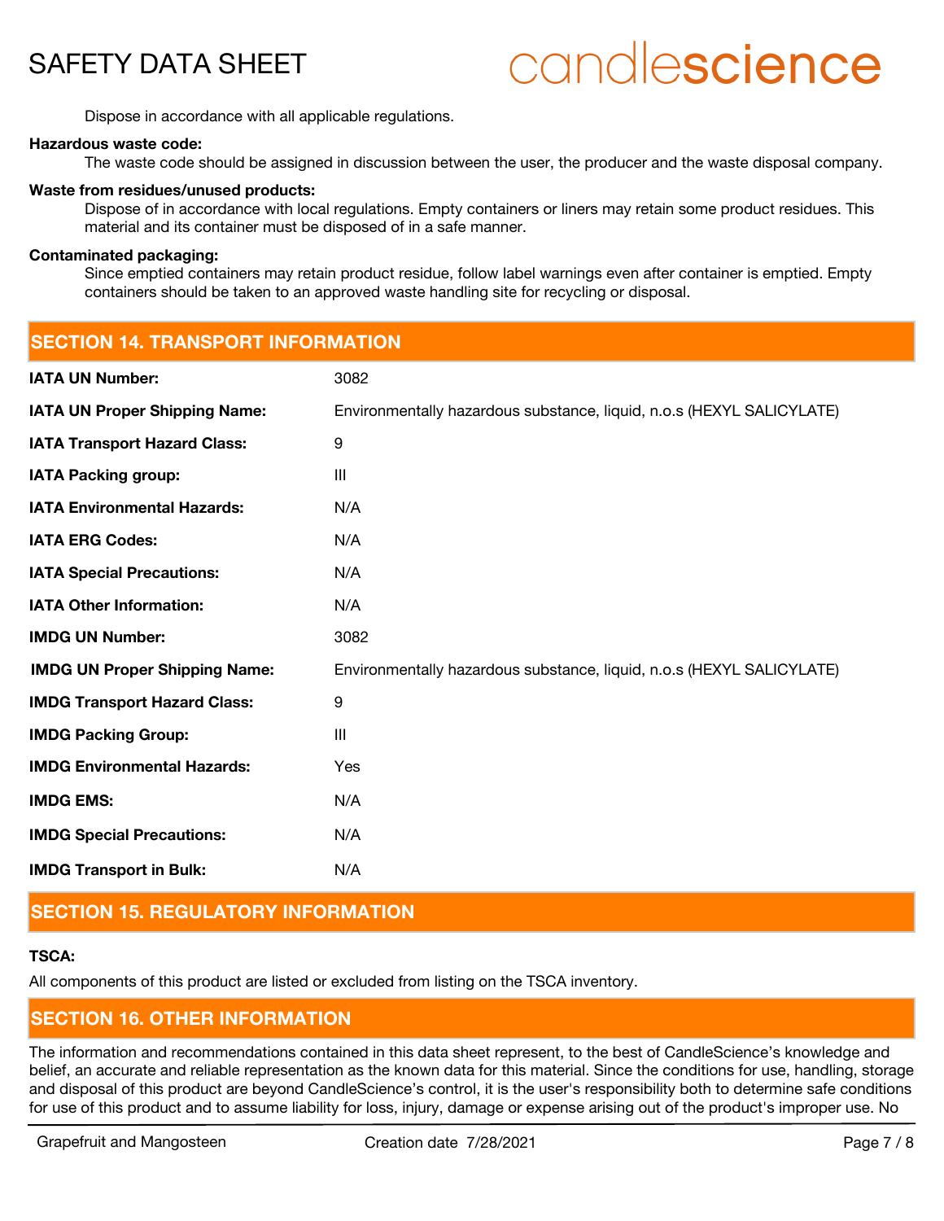Dispose in accordance with all applicable regulations.

**Hazardous waste code:**

The waste code should be assigned in discussion between the user, the producer and the waste disposal company.

**Waste from residues/unused products:**

Dispose of in accordance with local regulations. Empty containers or liners may retain some product residues. This material and its container must be disposed of in a safe manner.

**Contaminated packaging:**

Since emptied containers may retain product residue, follow label warnings even after container is emptied. Empty containers should be taken to an approved waste handling site for recycling or disposal.

## SECTION 14. TRANSPORT INFORMATION

| | |
|---|---|
| **IATA UN Number:** | 3082 |
| **IATA UN Proper Shipping Name:** | Environmentally hazardous substance, liquid, n.o.s (HEXYL SALICYLATE) |
| **IATA Transport Hazard Class:** | 9 |
| **IATA Packing group:** | III |
| **IATA Environmental Hazards:** | N/A |
| **IATA ERG Codes:** | N/A |
| **IATA Special Precautions:** | N/A |
| **IATA Other Information:** | N/A |
| **IMDG UN Number:** | 3082 |
| **IMDG UN Proper Shipping Name:** | Environmentally hazardous substance, liquid, n.o.s (HEXYL SALICYLATE) |
| **IMDG Transport Hazard Class:** | 9 |
| **IMDG Packing Group:** | III |
| **IMDG Environmental Hazards:** | Yes |
| **IMDG EMS:** | N/A |
| **IMDG Special Precautions:** | N/A |
| **IMDG Transport in Bulk:** | N/A |

## SECTION 15. REGULATORY INFORMATION

**TSCA:**

All components of this product are listed or excluded from listing on the TSCA inventory.

## SECTION 16. OTHER INFORMATION

The information and recommendations contained in this data sheet represent, to the best of CandleScience's knowledge and belief, an accurate and reliable representation as the known data for this material. Since the conditions for use, handling, storage and disposal of this product are beyond CandleScience's control, it is the user's responsibility both to determine safe conditions for use of this product and to assume liability for loss, injury, damage or expense arising out of the product's improper use. No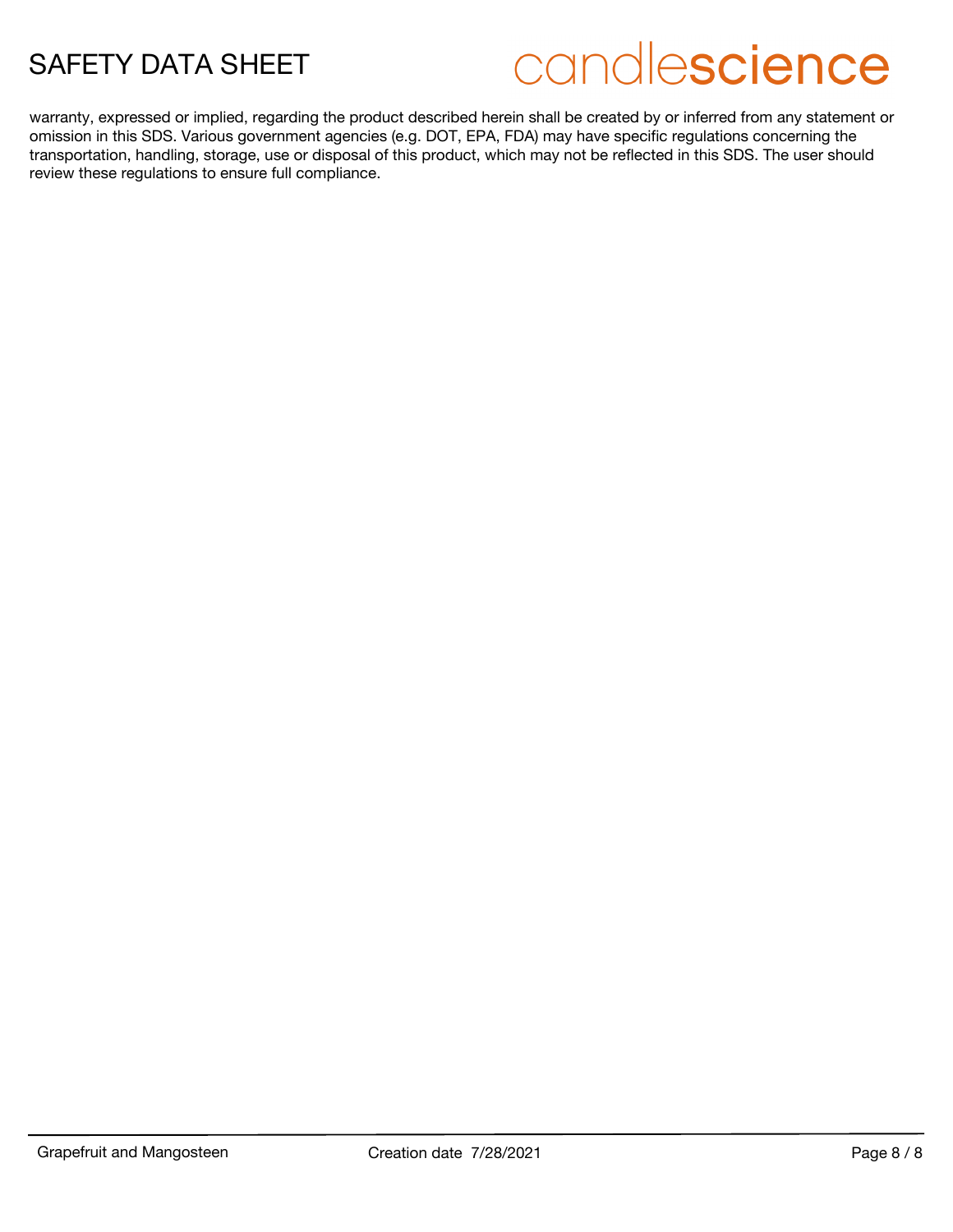warranty, expressed or implied, regarding the product described herein shall be created by or inferred from any statement or omission in this SDS. Various government agencies (e.g. DOT, EPA, FDA) may have specific regulations concerning the transportation, handling, storage, use or disposal of this product, which may not be reflected in this SDS. The user should review these regulations to ensure full compliance.